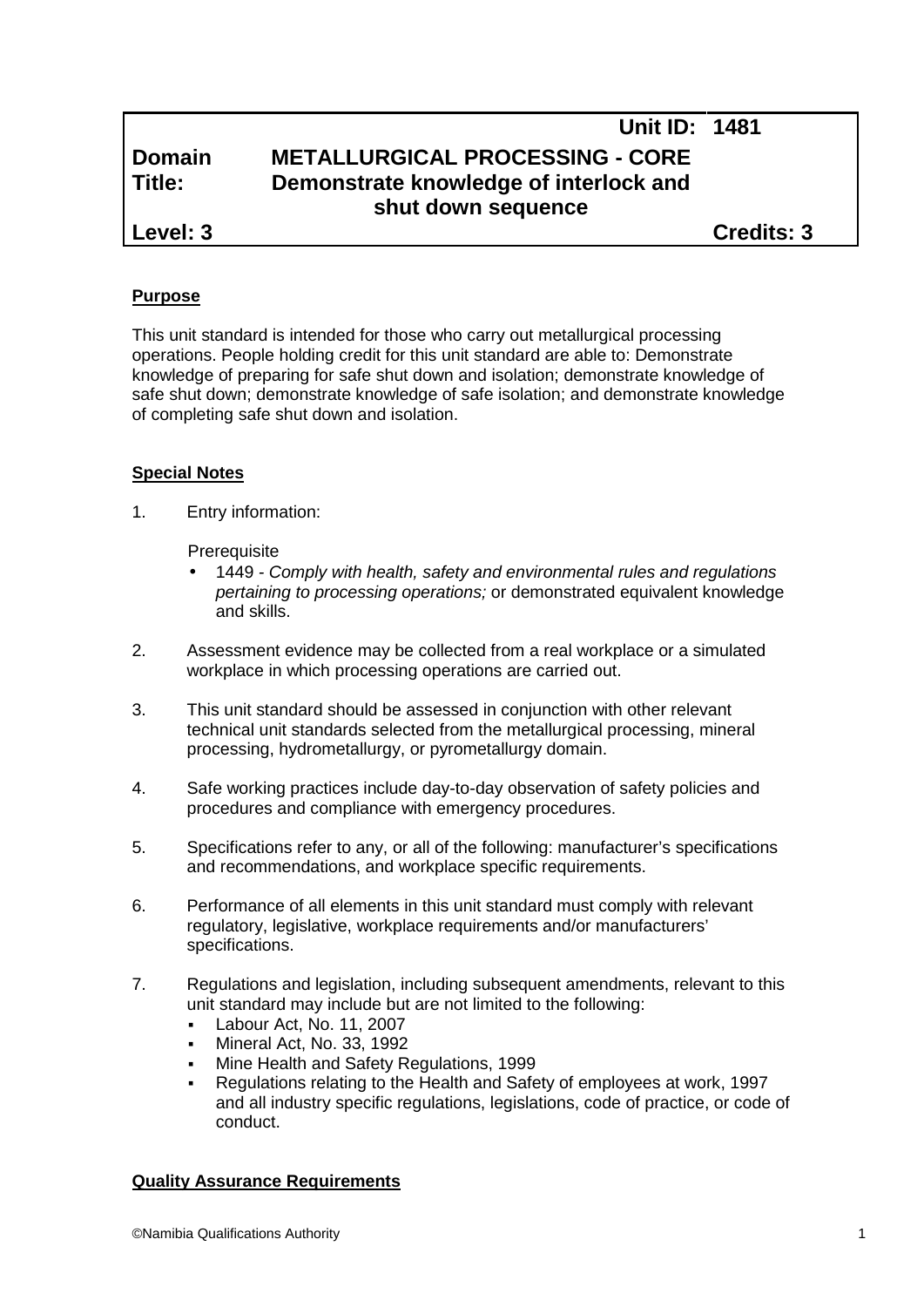| | | Unit ID: | 1481 |
|---|---|---|---|
| **Domain** | **METALLURGICAL PROCESSING - CORE** | | |
| **Title:** | **Demonstrate knowledge of interlock and shut down sequence** | | |
| **Level: 3** | | | **Credits: 3** |

**Purpose**

This unit standard is intended for those who carry out metallurgical processing operations. People holding credit for this unit standard are able to: Demonstrate knowledge of preparing for safe shut down and isolation; demonstrate knowledge of safe shut down; demonstrate knowledge of safe isolation; and demonstrate knowledge of completing safe shut down and isolation.

**Special Notes**

1. Entry information:

   Prerequisite
   - 1449 - *Comply with health, safety and environmental rules and regulations pertaining to processing operations;* or demonstrated equivalent knowledge and skills.

2. Assessment evidence may be collected from a real workplace or a simulated workplace in which processing operations are carried out.

3. This unit standard should be assessed in conjunction with other relevant technical unit standards selected from the metallurgical processing, mineral processing, hydrometallurgy, or pyrometallurgy domain.

4. Safe working practices include day-to-day observation of safety policies and procedures and compliance with emergency procedures.

5. Specifications refer to any, or all of the following: manufacturer's specifications and recommendations, and workplace specific requirements.

6. Performance of all elements in this unit standard must comply with relevant regulatory, legislative, workplace requirements and/or manufacturers' specifications.

7. Regulations and legislation, including subsequent amendments, relevant to this unit standard may include but are not limited to the following:
   - Labour Act, No. 11, 2007
   - Mineral Act, No. 33, 1992
   - Mine Health and Safety Regulations, 1999
   - Regulations relating to the Health and Safety of employees at work, 1997 and all industry specific regulations, legislations, code of practice, or code of conduct.

**Quality Assurance Requirements**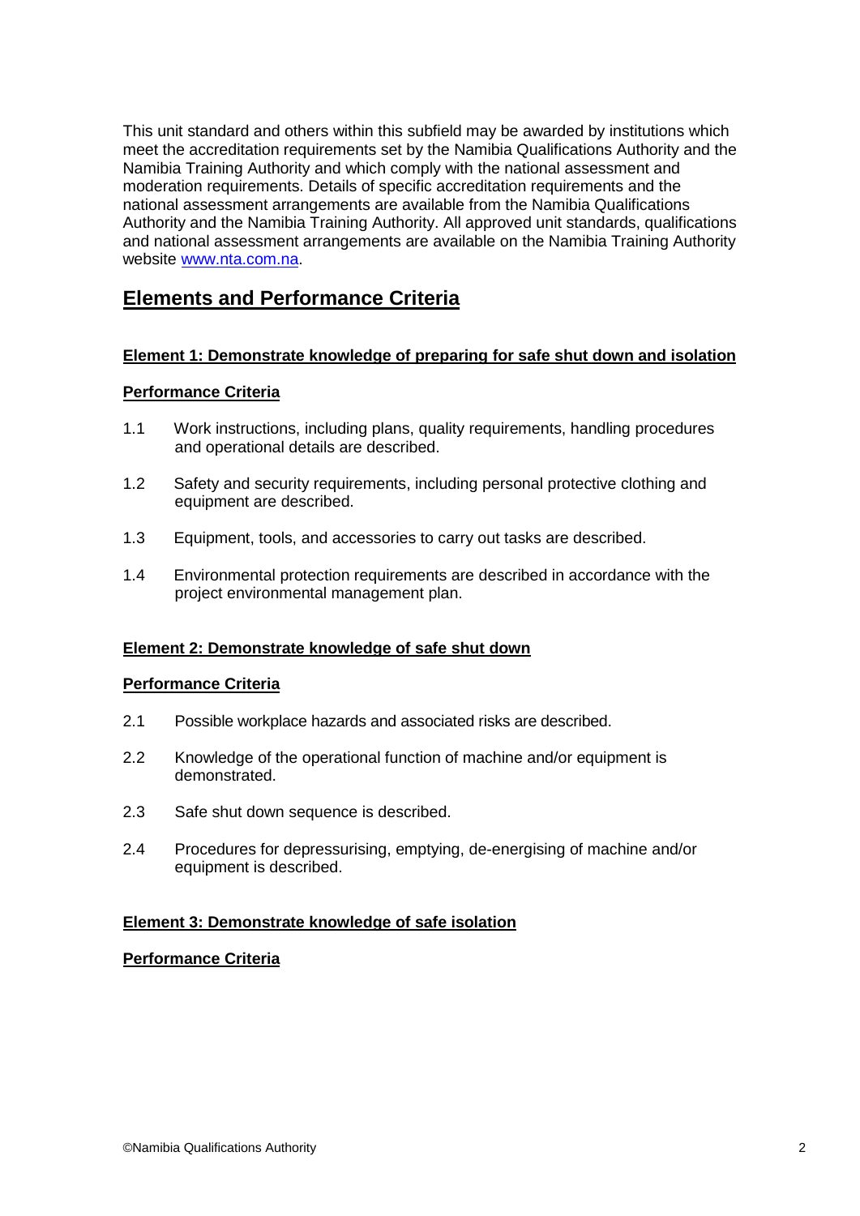This unit standard and others within this subfield may be awarded by institutions which meet the accreditation requirements set by the Namibia Qualifications Authority and the Namibia Training Authority and which comply with the national assessment and moderation requirements. Details of specific accreditation requirements and the national assessment arrangements are available from the Namibia Qualifications Authority and the Namibia Training Authority. All approved unit standards, qualifications and national assessment arrangements are available on the Namibia Training Authority website www.nta.com.na.

## Elements and Performance Criteria

### Element 1: Demonstrate knowledge of preparing for safe shut down and isolation

**Performance Criteria**

1.1 Work instructions, including plans, quality requirements, handling procedures and operational details are described.

1.2 Safety and security requirements, including personal protective clothing and equipment are described.

1.3 Equipment, tools, and accessories to carry out tasks are described.

1.4 Environmental protection requirements are described in accordance with the project environmental management plan.

### Element 2: Demonstrate knowledge of safe shut down

**Performance Criteria**

2.1 Possible workplace hazards and associated risks are described.

2.2 Knowledge of the operational function of machine and/or equipment is demonstrated.

2.3 Safe shut down sequence is described.

2.4 Procedures for depressurising, emptying, de-energising of machine and/or equipment is described.

### Element 3: Demonstrate knowledge of safe isolation

**Performance Criteria**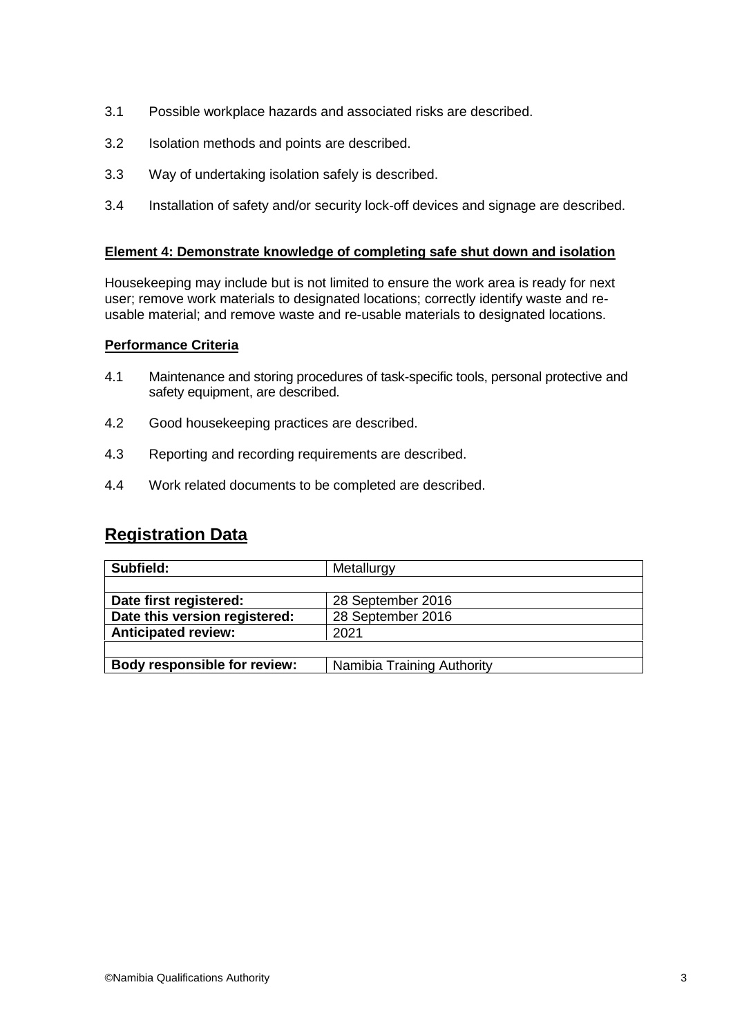3.1 Possible workplace hazards and associated risks are described.

3.2 Isolation methods and points are described.

3.3 Way of undertaking isolation safely is described.

3.4 Installation of safety and/or security lock-off devices and signage are described.

**Element 4: Demonstrate knowledge of completing safe shut down and isolation**

Housekeeping may include but is not limited to ensure the work area is ready for next user; remove work materials to designated locations; correctly identify waste and re-usable material; and remove waste and re-usable materials to designated locations.

**Performance Criteria**

4.1 Maintenance and storing procedures of task-specific tools, personal protective and safety equipment, are described.

4.2 Good housekeeping practices are described.

4.3 Reporting and recording requirements are described.

4.4 Work related documents to be completed are described.

## Registration Data

| | |
|---|---|
| **Subfield:** | Metallurgy |
| | |
| **Date first registered:** | 28 September 2016 |
| **Date this version registered:** | 28 September 2016 |
| **Anticipated review:** | 2021 |
| | |
| **Body responsible for review:** | Namibia Training Authority |

©Namibia Qualifications Authority